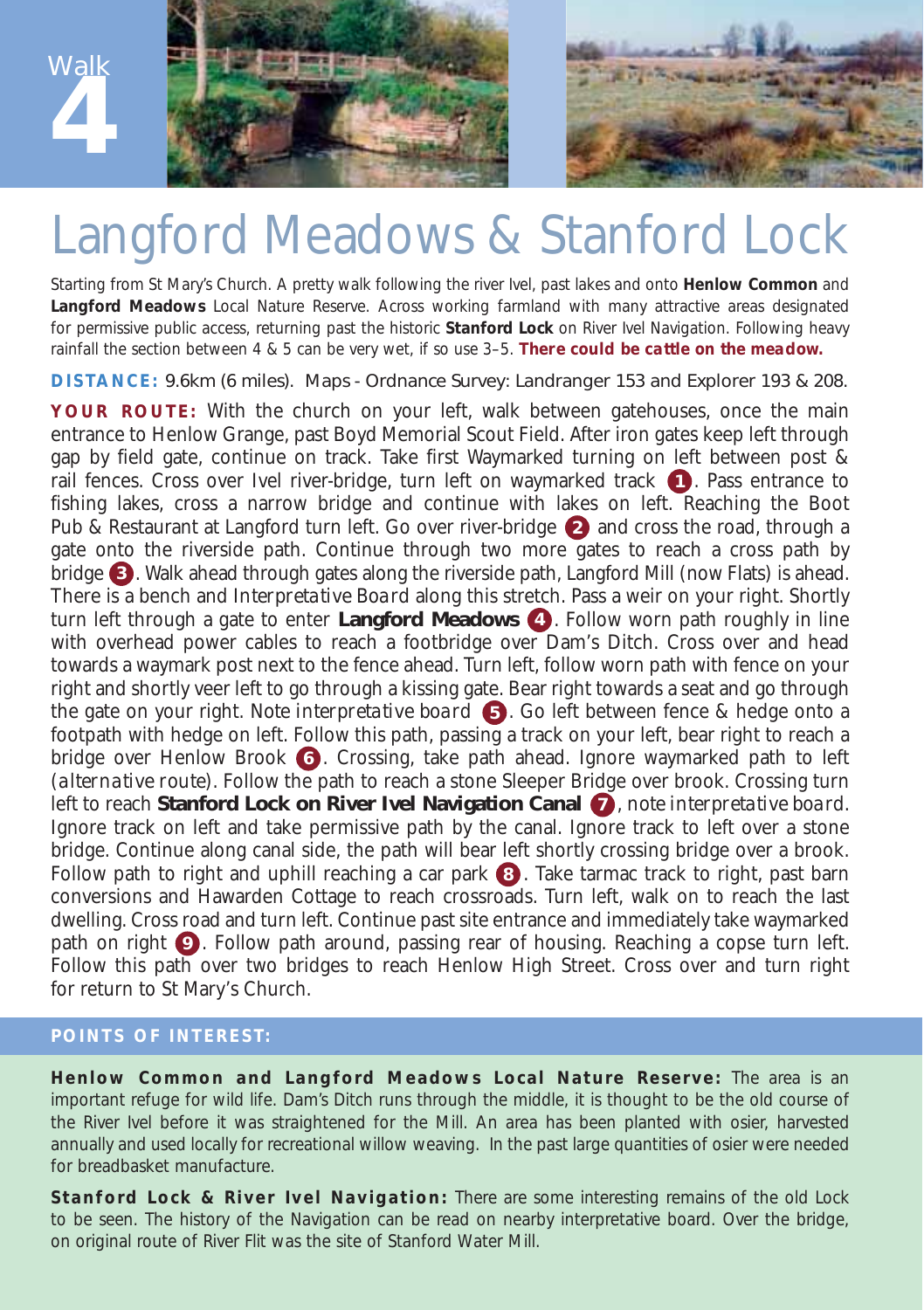Walk **4**

# Langford Meadows & Stanford Lock

Starting from St Mary's Church. A pretty walk following the river Ivel, past lakes and onto **Henlow Common** and **Langford Meadows** Local Nature Reserve. Across working farmland with many attractive areas designated for permissive public access, returning past the historic **Stanford Lock** on River Ivel Navigation. Following heavy rainfall the section between 4 & 5 can be very wet, if so use 3–5. **There could be cattle on the meadow.**

**DISTANCE:** 9.6km (6 miles). Maps - Ordnance Survey: Landranger 153 and Explorer 193 & 208.

**YOUR ROUTE:** With the church on your left, walk between gatehouses, once the main entrance to Henlow Grange, past Boyd Memorial Scout Field. After iron gates keep left through gap by field gate, continue on track. Take first Waymarked turning on left between post & rail fences. Cross over Ivel river-bridge, turn left on waymarked track **1**. Pass entrance to fishing lakes, cross a narrow bridge and continue with lakes on left. Reaching the Boot Pub & Restaurant at Langford turn left. Go over river-bridge **2** and cross the road, through a gate onto the riverside path. Continue through two more gates to reach a cross path by bridge **3**. Walk ahead through gates along the riverside path, Langford Mill (now Flats) is ahead. There is a bench and *Interpretative Board* along this stretch. Pass a weir on your right. Shortly turn left through a gate to enter **Langford Meadows** **4**. Follow worn path roughly in line with overhead power cables to reach a footbridge over Dam's Ditch. Cross over and head towards a waymark post next to the fence ahead. Turn left, follow worn path with fence on your right and shortly veer left to go through a kissing gate. Bear right towards a seat and go through the gate on your right. Note *interpretative board* **5**. Go left between fence & hedge onto a footpath with hedge on left. Follow this path, passing a track on your left, bear right to reach a bridge over Henlow Brook **6**. Crossing, take path ahead. Ignore waymarked path to left (*alternative route*). Follow the path to reach a stone Sleeper Bridge over brook. Crossing turn left to reach **Stanford Lock on River Ivel Navigation Canal** **7**, note *interpretative board*. Ignore track on left and take permissive path by the canal. Ignore track to left over a stone bridge. Continue along canal side, the path will bear left shortly crossing bridge over a brook. Follow path to right and uphill reaching a car park **8**. Take tarmac track to right, past barn conversions and Hawarden Cottage to reach crossroads. Turn left, walk on to reach the last dwelling. Cross road and turn left. Continue past site entrance and immediately take waymarked path on right **9**. Follow path around, passing rear of housing. Reaching a copse turn left. Follow this path over two bridges to reach Henlow High Street. Cross over and turn right for return to St Mary's Church.

## POINTS OF INTEREST:

**Henlow Common and Langford Meadows Local Nature Reserve:** The area is an important refuge for wild life. Dam's Ditch runs through the middle, it is thought to be the old course of the River Ivel before it was straightened for the Mill. An area has been planted with osier, harvested annually and used locally for recreational willow weaving. In the past large quantities of osier were needed for breadbasket manufacture.

**Stanford Lock & River Ivel Navigation:** There are some interesting remains of the old Lock to be seen. The history of the Navigation can be read on nearby interpretative board. Over the bridge, on original route of River Flit was the site of Stanford Water Mill.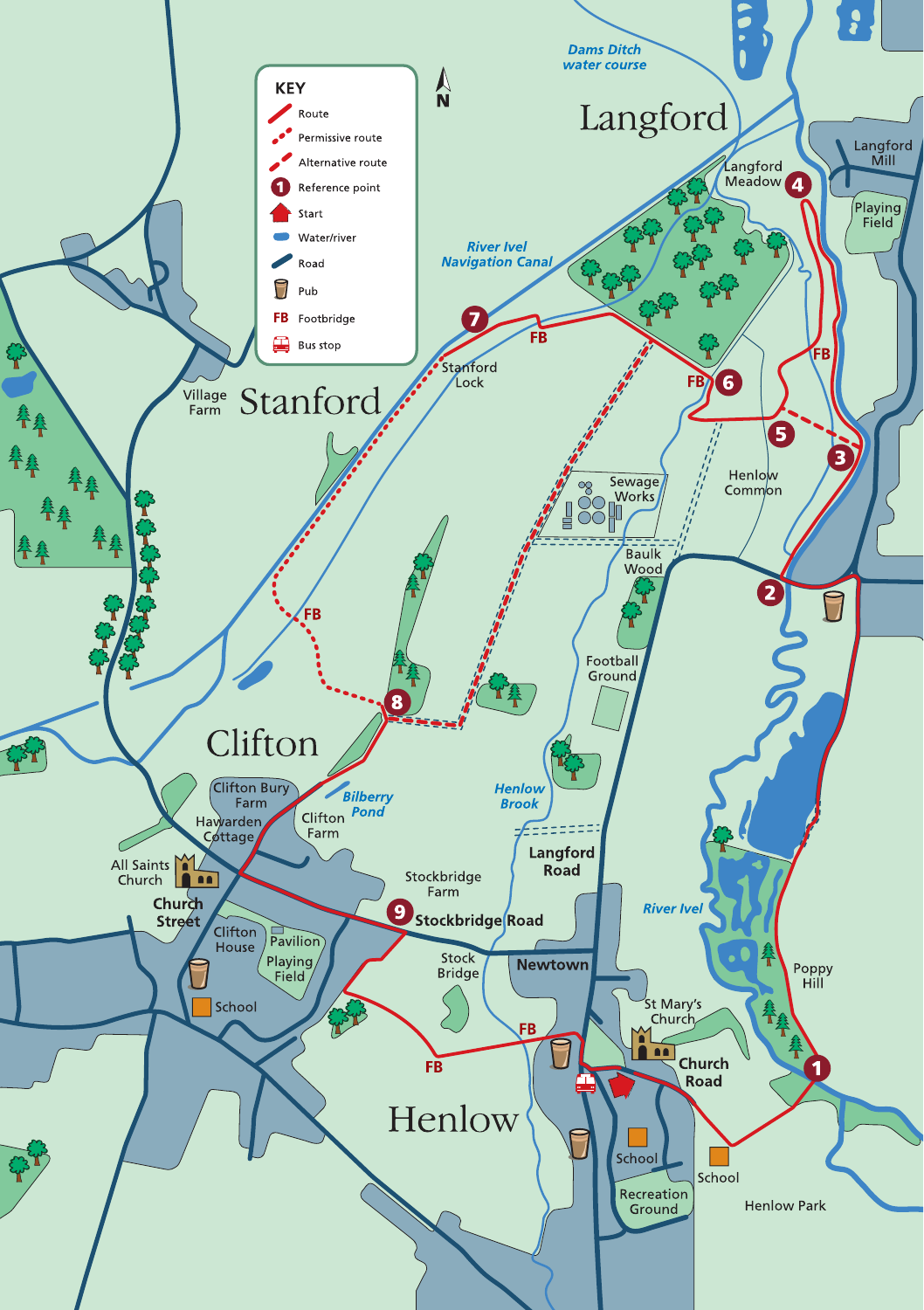KEY

- Route
- Permissive route
- Alternative route
- 1 Reference point
- Start
- Water/river
- Road
- Pub
- FB Footbridge
- Bus stop

N

Dams Ditch water course

Langford

Langford Mill

Langford Meadow 4

Playing Field

River Ivel Navigation Canal

7

FB

Stanford Lock

Village Farm

Stanford

FB 6

FB

5

3

Henlow Common

Sewage Works

Baulk Wood

2

FB

8

Football Ground

Clifton

Clifton Bury Farm

Hawarden Cottage

Bilberry Pond

Clifton Farm

Henlow Brook

All Saints Church

Church Street

Langford Road

Stockbridge Farm

9 Stockbridge Road

River Ivel

Clifton House

Pavilion

Playing Field

Stock Bridge

Newtown

Poppy Hill

School

St Mary's Church

FB

Church Road

FB

1

Henlow

School

School

Recreation Ground

Henlow Park